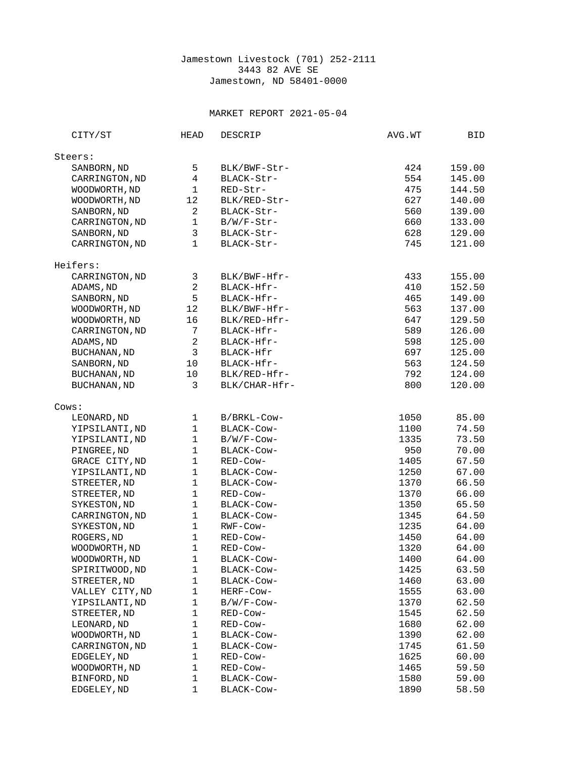Jamestown Livestock (701) 252-2111
3443 82 AVE SE
Jamestown, ND 58401-0000

MARKET REPORT 2021-05-04

| CITY/ST | HEAD | DESCRIP | AVG.WT | BID |
|---|---|---|---|---|
| **Steers:** | | | | |
| SANBORN,ND | 5 | BLK/BWF-Str- | 424 | 159.00 |
| CARRINGTON,ND | 4 | BLACK-Str- | 554 | 145.00 |
| WOODWORTH,ND | 1 | RED-Str- | 475 | 144.50 |
| WOODWORTH,ND | 12 | BLK/RED-Str- | 627 | 140.00 |
| SANBORN,ND | 2 | BLACK-Str- | 560 | 139.00 |
| CARRINGTON,ND | 1 | B/W/F-Str- | 660 | 133.00 |
| SANBORN,ND | 3 | BLACK-Str- | 628 | 129.00 |
| CARRINGTON,ND | 1 | BLACK-Str- | 745 | 121.00 |
| **Heifers:** | | | | |
| CARRINGTON,ND | 3 | BLK/BWF-Hfr- | 433 | 155.00 |
| ADAMS,ND | 2 | BLACK-Hfr- | 410 | 152.50 |
| SANBORN,ND | 5 | BLACK-Hfr- | 465 | 149.00 |
| WOODWORTH,ND | 12 | BLK/BWF-Hfr- | 563 | 137.00 |
| WOODWORTH,ND | 16 | BLK/RED-Hfr- | 647 | 129.50 |
| CARRINGTON,ND | 7 | BLACK-Hfr- | 589 | 126.00 |
| ADAMS,ND | 2 | BLACK-Hfr- | 598 | 125.00 |
| BUCHANAN,ND | 3 | BLACK-Hfr | 697 | 125.00 |
| SANBORN,ND | 10 | BLACK-Hfr- | 563 | 124.50 |
| BUCHANAN,ND | 10 | BLK/RED-Hfr- | 792 | 124.00 |
| BUCHANAN,ND | 3 | BLK/CHAR-Hfr- | 800 | 120.00 |
| **Cows:** | | | | |
| LEONARD,ND | 1 | B/BRKL-Cow- | 1050 | 85.00 |
| YIPSILANTI,ND | 1 | BLACK-Cow- | 1100 | 74.50 |
| YIPSILANTI,ND | 1 | B/W/F-Cow- | 1335 | 73.50 |
| PINGREE,ND | 1 | BLACK-Cow- | 950 | 70.00 |
| GRACE CITY,ND | 1 | RED-Cow- | 1405 | 67.50 |
| YIPSILANTI,ND | 1 | BLACK-Cow- | 1250 | 67.00 |
| STREETER,ND | 1 | BLACK-Cow- | 1370 | 66.50 |
| STREETER,ND | 1 | RED-Cow- | 1370 | 66.00 |
| SYKESTON,ND | 1 | BLACK-Cow- | 1350 | 65.50 |
| CARRINGTON,ND | 1 | BLACK-Cow- | 1345 | 64.50 |
| SYKESTON,ND | 1 | RWF-Cow- | 1235 | 64.00 |
| ROGERS,ND | 1 | RED-Cow- | 1450 | 64.00 |
| WOODWORTH,ND | 1 | RED-Cow- | 1320 | 64.00 |
| WOODWORTH,ND | 1 | BLACK-Cow- | 1400 | 64.00 |
| SPIRITWOOD,ND | 1 | BLACK-Cow- | 1425 | 63.50 |
| STREETER,ND | 1 | BLACK-Cow- | 1460 | 63.00 |
| VALLEY CITY,ND | 1 | HERF-Cow- | 1555 | 63.00 |
| YIPSILANTI,ND | 1 | B/W/F-Cow- | 1370 | 62.50 |
| STREETER,ND | 1 | RED-Cow- | 1545 | 62.50 |
| LEONARD,ND | 1 | RED-Cow- | 1680 | 62.00 |
| WOODWORTH,ND | 1 | BLACK-Cow- | 1390 | 62.00 |
| CARRINGTON,ND | 1 | BLACK-Cow- | 1745 | 61.50 |
| EDGELEY,ND | 1 | RED-Cow- | 1625 | 60.00 |
| WOODWORTH,ND | 1 | RED-Cow- | 1465 | 59.50 |
| BINFORD,ND | 1 | BLACK-Cow- | 1580 | 59.00 |
| EDGELEY,ND | 1 | BLACK-Cow- | 1890 | 58.50 |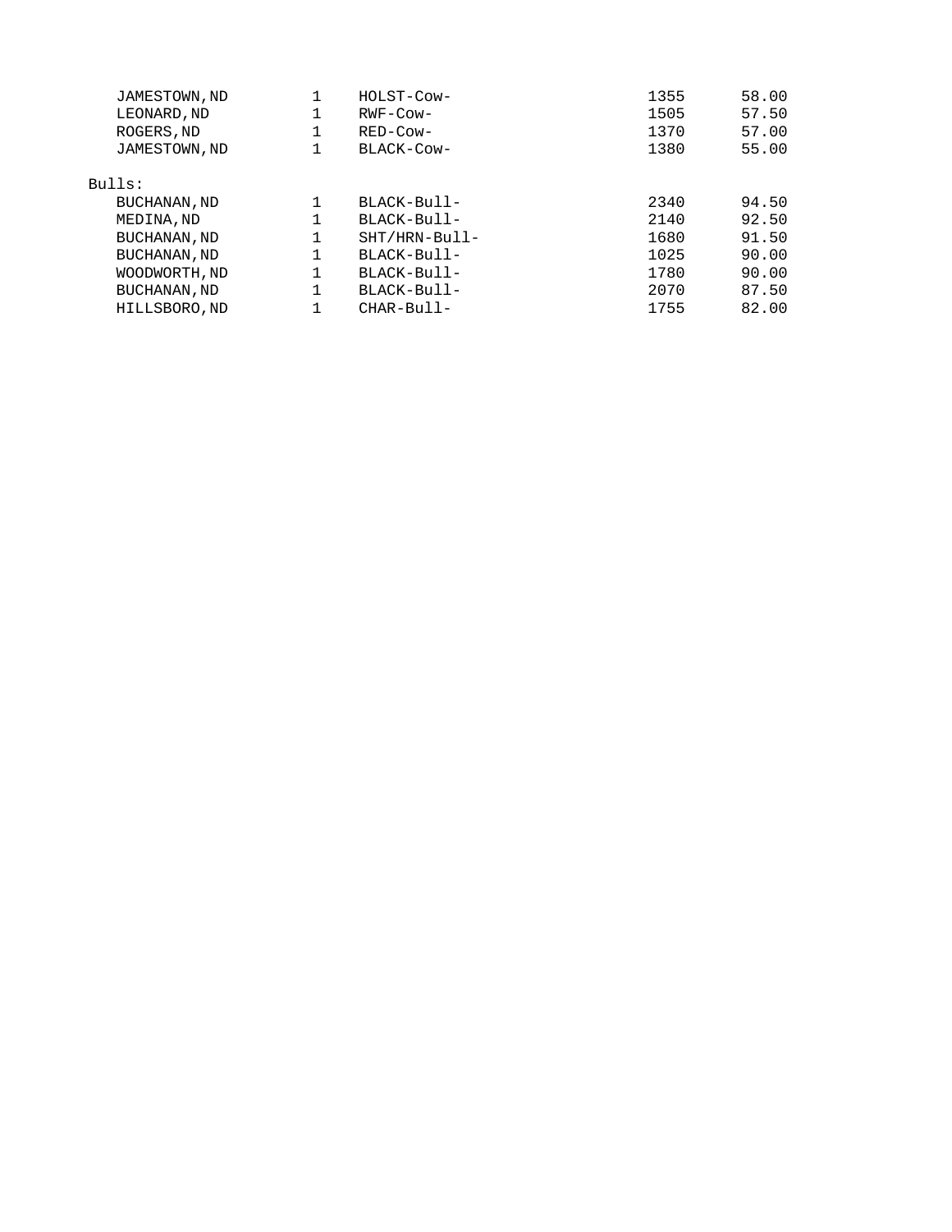| | | | | |
|---|---|---|---|---|
| JAMESTOWN,ND | 1 | HOLST-Cow- | 1355 | 58.00 |
| LEONARD,ND | 1 | RWF-Cow- | 1505 | 57.50 |
| ROGERS,ND | 1 | RED-Cow- | 1370 | 57.00 |
| JAMESTOWN,ND | 1 | BLACK-Cow- | 1380 | 55.00 |

Bulls:

| | | | | |
|---|---|---|---|---|
| BUCHANAN,ND | 1 | BLACK-Bull- | 2340 | 94.50 |
| MEDINA,ND | 1 | BLACK-Bull- | 2140 | 92.50 |
| BUCHANAN,ND | 1 | SHT/HRN-Bull- | 1680 | 91.50 |
| BUCHANAN,ND | 1 | BLACK-Bull- | 1025 | 90.00 |
| WOODWORTH,ND | 1 | BLACK-Bull- | 1780 | 90.00 |
| BUCHANAN,ND | 1 | BLACK-Bull- | 2070 | 87.50 |
| HILLSBORO,ND | 1 | CHAR-Bull- | 1755 | 82.00 |